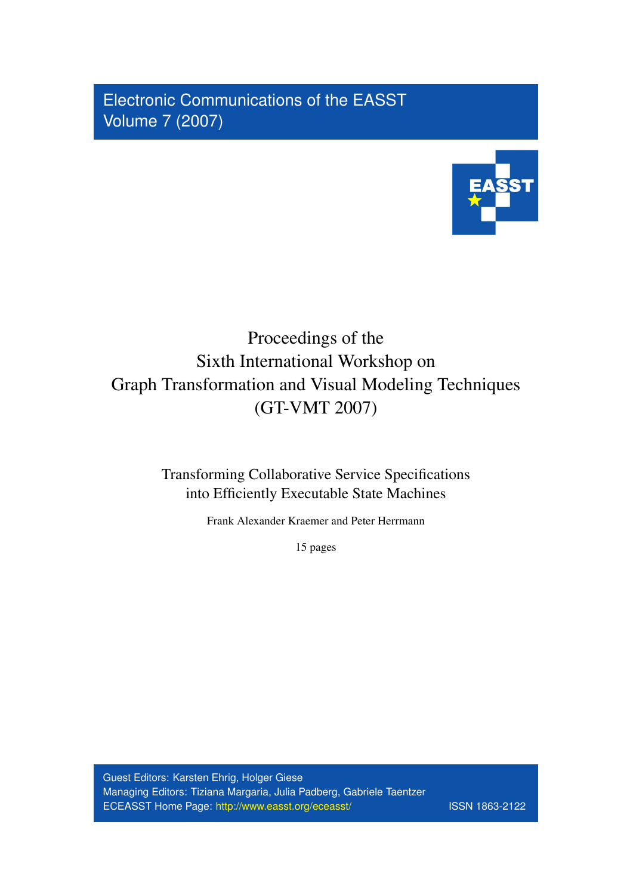Electronic Communications of the EASST
Volume 7 (2007)

# Proceedings of the Sixth International Workshop on Graph Transformation and Visual Modeling Techniques (GT-VMT 2007)

## Transforming Collaborative Service Specifications into Efficiently Executable State Machines

Frank Alexander Kraemer and Peter Herrmann

15 pages

Guest Editors: Karsten Ehrig, Holger Giese
Managing Editors: Tiziana Margaria, Julia Padberg, Gabriele Taentzer
ECEASST Home Page: http://www.easst.org/eceasst/ ISSN 1863-2122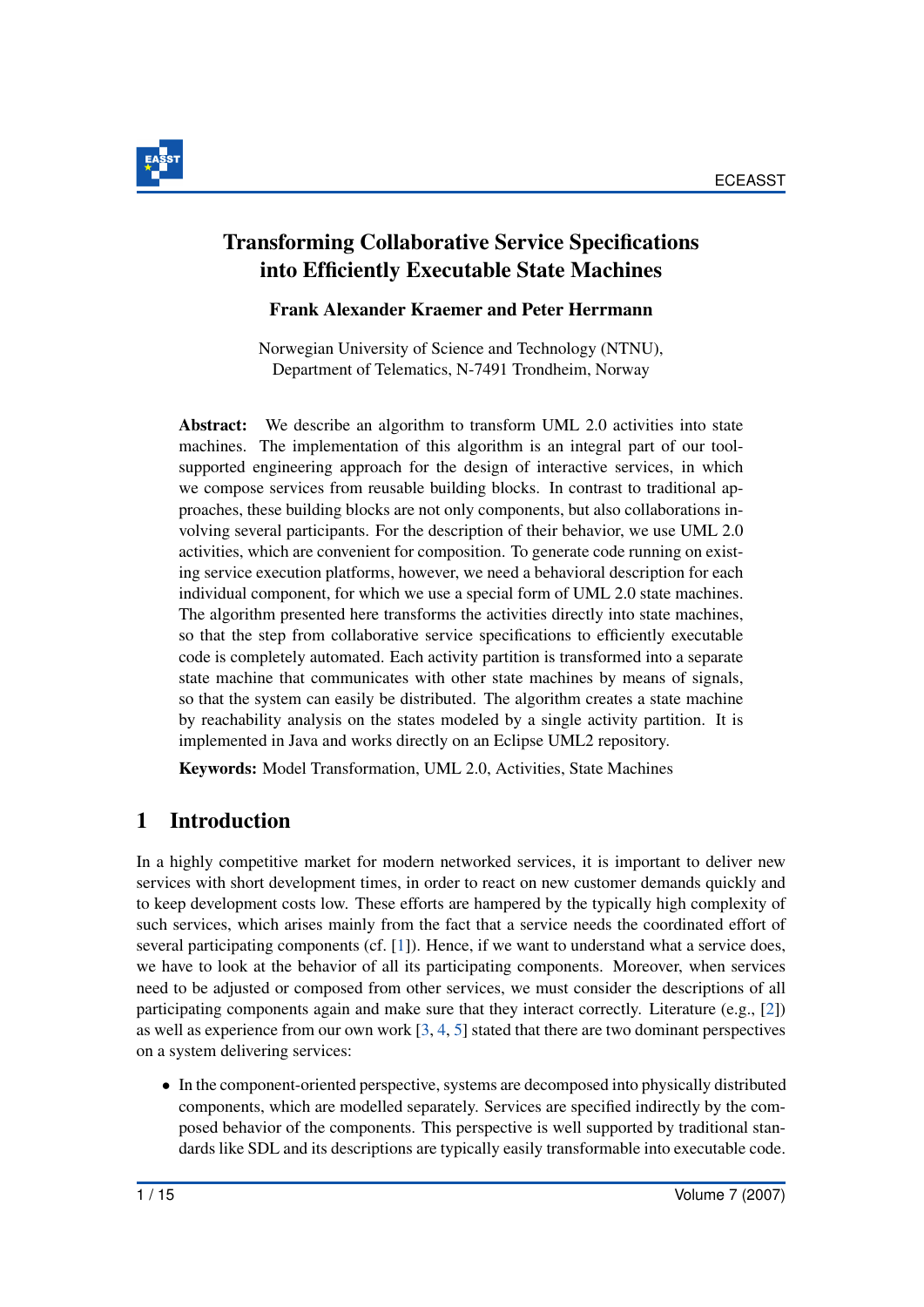# Transforming Collaborative Service Specifications into Efficiently Executable State Machines

**Frank Alexander Kraemer and Peter Herrmann**

Norwegian University of Science and Technology (NTNU),
Department of Telematics, N-7491 Trondheim, Norway

**Abstract:** We describe an algorithm to transform UML 2.0 activities into state machines. The implementation of this algorithm is an integral part of our tool-supported engineering approach for the design of interactive services, in which we compose services from reusable building blocks. In contrast to traditional approaches, these building blocks are not only components, but also collaborations involving several participants. For the description of their behavior, we use UML 2.0 activities, which are convenient for composition. To generate code running on existing service execution platforms, however, we need a behavioral description for each individual component, for which we use a special form of UML 2.0 state machines. The algorithm presented here transforms the activities directly into state machines, so that the step from collaborative service specifications to efficiently executable code is completely automated. Each activity partition is transformed into a separate state machine that communicates with other state machines by means of signals, so that the system can easily be distributed. The algorithm creates a state machine by reachability analysis on the states modeled by a single activity partition. It is implemented in Java and works directly on an Eclipse UML2 repository.

**Keywords:** Model Transformation, UML 2.0, Activities, State Machines

## 1 Introduction

In a highly competitive market for modern networked services, it is important to deliver new services with short development times, in order to react on new customer demands quickly and to keep development costs low. These efforts are hampered by the typically high complexity of such services, which arises mainly from the fact that a service needs the coordinated effort of several participating components (cf. [1]). Hence, if we want to understand what a service does, we have to look at the behavior of all its participating components. Moreover, when services need to be adjusted or composed from other services, we must consider the descriptions of all participating components again and make sure that they interact correctly. Literature (e.g., [2]) as well as experience from our own work [3, 4, 5] stated that there are two dominant perspectives on a system delivering services:

- In the component-oriented perspective, systems are decomposed into physically distributed components, which are modelled separately. Services are specified indirectly by the composed behavior of the components. This perspective is well supported by traditional standards like SDL and its descriptions are typically easily transformable into executable code.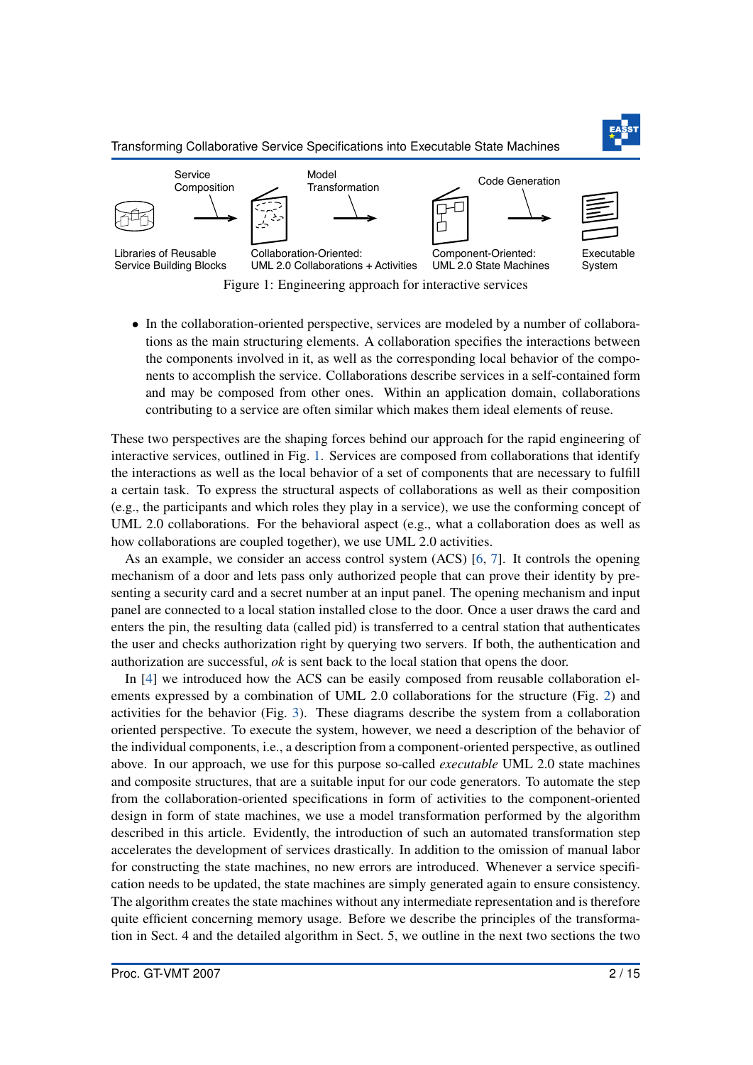Service Composition | Model Transformation | Code Generation

Libraries of Reusable Service Building Blocks | Collaboration-Oriented: UML 2.0 Collaborations + Activities | Component-Oriented: UML 2.0 State Machines | Executable System

Figure 1: Engineering approach for interactive services

- In the collaboration-oriented perspective, services are modeled by a number of collaborations as the main structuring elements. A collaboration specifies the interactions between the components involved in it, as well as the corresponding local behavior of the components to accomplish the service. Collaborations describe services in a self-contained form and may be composed from other ones. Within an application domain, collaborations contributing to a service are often similar which makes them ideal elements of reuse.

These two perspectives are the shaping forces behind our approach for the rapid engineering of interactive services, outlined in Fig. 1. Services are composed from collaborations that identify the interactions as well as the local behavior of a set of components that are necessary to fulfill a certain task. To express the structural aspects of collaborations as well as their composition (e.g., the participants and which roles they play in a service), we use the conforming concept of UML 2.0 collaborations. For the behavioral aspect (e.g., what a collaboration does as well as how collaborations are coupled together), we use UML 2.0 activities.

As an example, we consider an access control system (ACS) [6, 7]. It controls the opening mechanism of a door and lets pass only authorized people that can prove their identity by presenting a security card and a secret number at an input panel. The opening mechanism and input panel are connected to a local station installed close to the door. Once a user draws the card and enters the pin, the resulting data (called pid) is transferred to a central station that authenticates the user and checks authorization right by querying two servers. If both, the authentication and authorization are successful, *ok* is sent back to the local station that opens the door.

In [4] we introduced how the ACS can be easily composed from reusable collaboration elements expressed by a combination of UML 2.0 collaborations for the structure (Fig. 2) and activities for the behavior (Fig. 3). These diagrams describe the system from a collaboration oriented perspective. To execute the system, however, we need a description of the behavior of the individual components, i.e., a description from a component-oriented perspective, as outlined above. In our approach, we use for this purpose so-called *executable* UML 2.0 state machines and composite structures, that are a suitable input for our code generators. To automate the step from the collaboration-oriented specifications in form of activities to the component-oriented design in form of state machines, we use a model transformation performed by the algorithm described in this article. Evidently, the introduction of such an automated transformation step accelerates the development of services drastically. In addition to the omission of manual labor for constructing the state machines, no new errors are introduced. Whenever a service specification needs to be updated, the state machines are simply generated again to ensure consistency. The algorithm creates the state machines without any intermediate representation and is therefore quite efficient concerning memory usage. Before we describe the principles of the transformation in Sect. 4 and the detailed algorithm in Sect. 5, we outline in the next two sections the two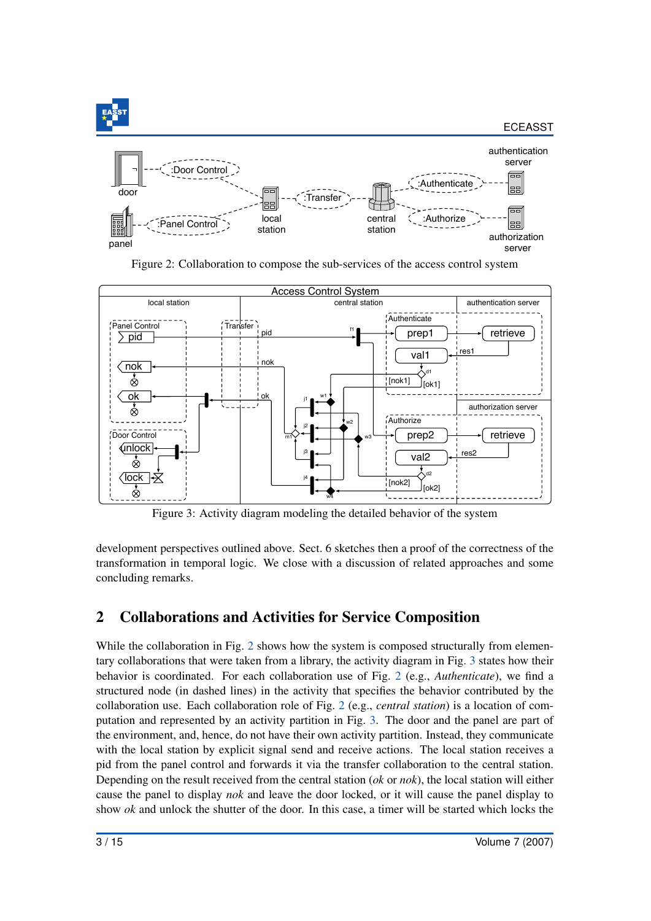Figure 2: Collaboration to compose the sub-services of the access control system

Figure 3: Activity diagram modeling the detailed behavior of the system

development perspectives outlined above. Sect. 6 sketches then a proof of the correctness of the transformation in temporal logic. We close with a discussion of related approaches and some concluding remarks.

## 2 Collaborations and Activities for Service Composition

While the collaboration in Fig. 2 shows how the system is composed structurally from elementary collaborations that were taken from a library, the activity diagram in Fig. 3 states how their behavior is coordinated. For each collaboration use of Fig. 2 (e.g., *Authenticate*), we find a structured node (in dashed lines) in the activity that specifies the behavior contributed by the collaboration use. Each collaboration role of Fig. 2 (e.g., *central station*) is a location of computation and represented by an activity partition in Fig. 3. The door and the panel are part of the environment, and, hence, do not have their own activity partition. Instead, they communicate with the local station by explicit signal send and receive actions. The local station receives a pid from the panel control and forwards it via the transfer collaboration to the central station. Depending on the result received from the central station (*ok* or *nok*), the local station will either cause the panel to display *nok* and leave the door locked, or it will cause the panel display to show *ok* and unlock the shutter of the door. In this case, a timer will be started which locks the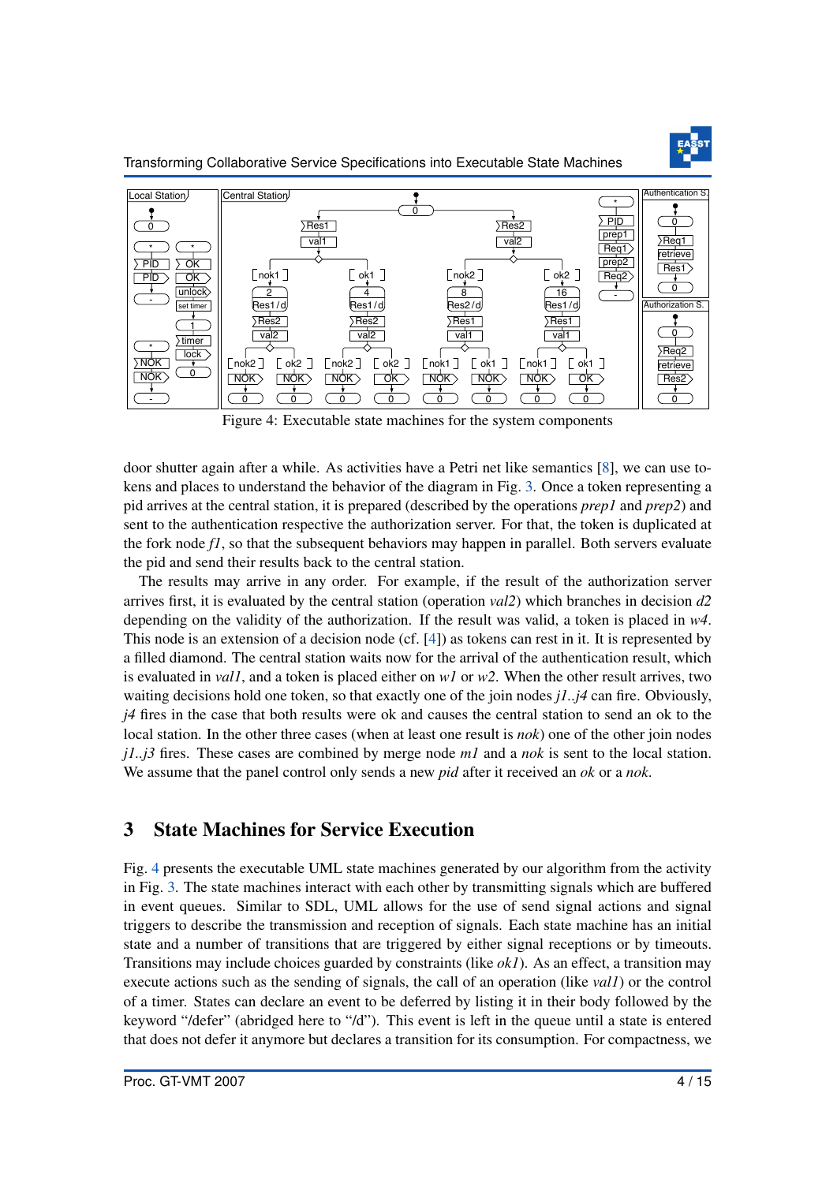Figure 4: Executable state machines for the system components

door shutter again after a while. As activities have a Petri net like semantics [8], we can use tokens and places to understand the behavior of the diagram in Fig. 3. Once a token representing a pid arrives at the central station, it is prepared (described by the operations *prep1* and *prep2*) and sent to the authentication respective the authorization server. For that, the token is duplicated at the fork node *f1*, so that the subsequent behaviors may happen in parallel. Both servers evaluate the pid and send their results back to the central station.

The results may arrive in any order. For example, if the result of the authorization server arrives first, it is evaluated by the central station (operation *val2*) which branches in decision *d2* depending on the validity of the authorization. If the result was valid, a token is placed in *w4*. This node is an extension of a decision node (cf. [4]) as tokens can rest in it. It is represented by a filled diamond. The central station waits now for the arrival of the authentication result, which is evaluated in *val1*, and a token is placed either on *w1* or *w2*. When the other result arrives, two waiting decisions hold one token, so that exactly one of the join nodes *j1..j4* can fire. Obviously, *j4* fires in the case that both results were ok and causes the central station to send an ok to the local station. In the other three cases (when at least one result is *nok*) one of the other join nodes *j1..j3* fires. These cases are combined by merge node *m1* and a *nok* is sent to the local station. We assume that the panel control only sends a new *pid* after it received an *ok* or a *nok*.

## 3 State Machines for Service Execution

Fig. 4 presents the executable UML state machines generated by our algorithm from the activity in Fig. 3. The state machines interact with each other by transmitting signals which are buffered in event queues. Similar to SDL, UML allows for the use of send signal actions and signal triggers to describe the transmission and reception of signals. Each state machine has an initial state and a number of transitions that are triggered by either signal receptions or by timeouts. Transitions may include choices guarded by constraints (like *ok1*). As an effect, a transition may execute actions such as the sending of signals, the call of an operation (like *val1*) or the control of a timer. States can declare an event to be deferred by listing it in their body followed by the keyword "/defer" (abridged here to "/d"). This event is left in the queue until a state is entered that does not defer it anymore but declares a transition for its consumption. For compactness, we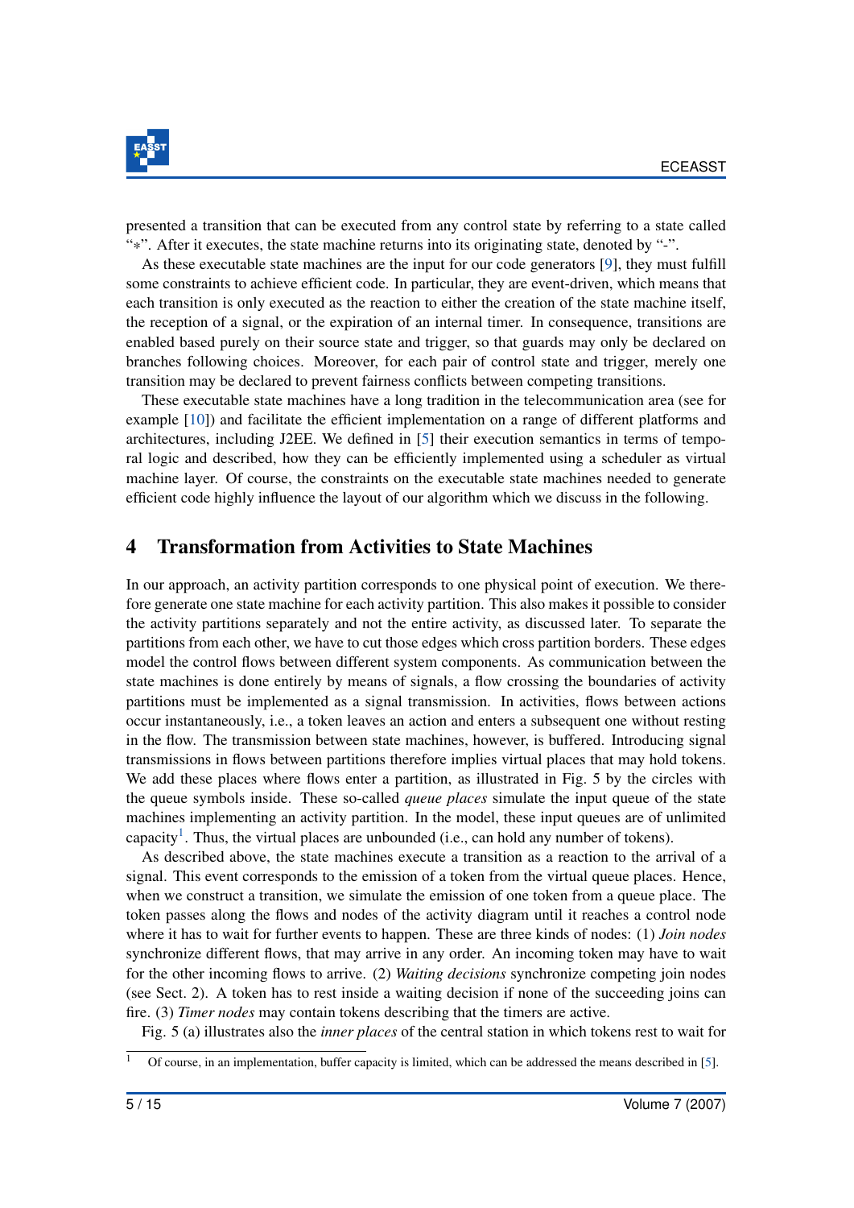presented a transition that can be executed from any control state by referring to a state called "∗". After it executes, the state machine returns into its originating state, denoted by "-".

As these executable state machines are the input for our code generators [9], they must fulfill some constraints to achieve efficient code. In particular, they are event-driven, which means that each transition is only executed as the reaction to either the creation of the state machine itself, the reception of a signal, or the expiration of an internal timer. In consequence, transitions are enabled based purely on their source state and trigger, so that guards may only be declared on branches following choices. Moreover, for each pair of control state and trigger, merely one transition may be declared to prevent fairness conflicts between competing transitions.

These executable state machines have a long tradition in the telecommunication area (see for example [10]) and facilitate the efficient implementation on a range of different platforms and architectures, including J2EE. We defined in [5] their execution semantics in terms of temporal logic and described, how they can be efficiently implemented using a scheduler as virtual machine layer. Of course, the constraints on the executable state machines needed to generate efficient code highly influence the layout of our algorithm which we discuss in the following.

# 4 Transformation from Activities to State Machines

In our approach, an activity partition corresponds to one physical point of execution. We therefore generate one state machine for each activity partition. This also makes it possible to consider the activity partitions separately and not the entire activity, as discussed later. To separate the partitions from each other, we have to cut those edges which cross partition borders. These edges model the control flows between different system components. As communication between the state machines is done entirely by means of signals, a flow crossing the boundaries of activity partitions must be implemented as a signal transmission. In activities, flows between actions occur instantaneously, i.e., a token leaves an action and enters a subsequent one without resting in the flow. The transmission between state machines, however, is buffered. Introducing signal transmissions in flows between partitions therefore implies virtual places that may hold tokens. We add these places where flows enter a partition, as illustrated in Fig. 5 by the circles with the queue symbols inside. These so-called *queue places* simulate the input queue of the state machines implementing an activity partition. In the model, these input queues are of unlimited capacity[1]. Thus, the virtual places are unbounded (i.e., can hold any number of tokens).

As described above, the state machines execute a transition as a reaction to the arrival of a signal. This event corresponds to the emission of a token from the virtual queue places. Hence, when we construct a transition, we simulate the emission of one token from a queue place. The token passes along the flows and nodes of the activity diagram until it reaches a control node where it has to wait for further events to happen. These are three kinds of nodes: (1) *Join nodes* synchronize different flows, that may arrive in any order. An incoming token may have to wait for the other incoming flows to arrive. (2) *Waiting decisions* synchronize competing join nodes (see Sect. 2). A token has to rest inside a waiting decision if none of the succeeding joins can fire. (3) *Timer nodes* may contain tokens describing that the timers are active.

Fig. 5 (a) illustrates also the *inner places* of the central station in which tokens rest to wait for

[1] Of course, in an implementation, buffer capacity is limited, which can be addressed the means described in [5].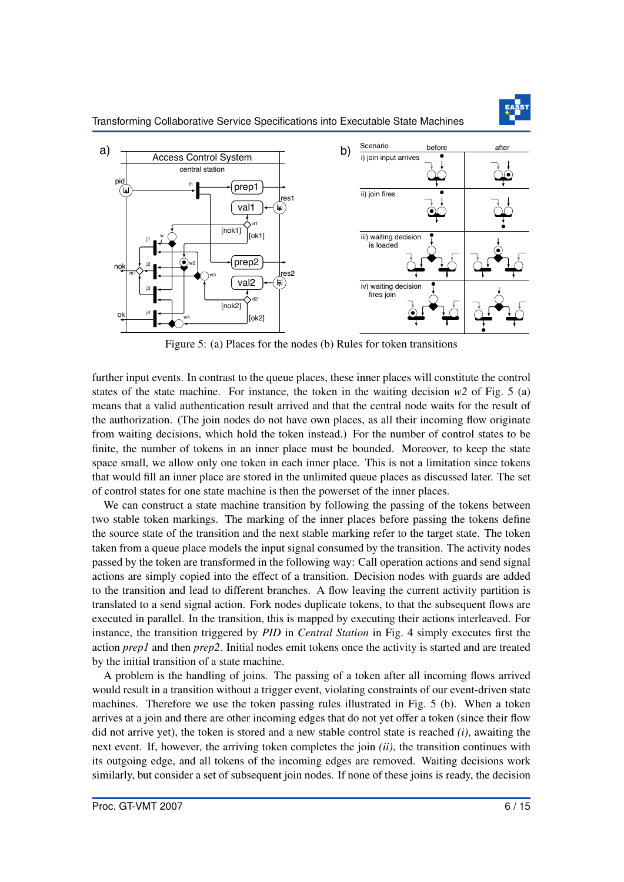Figure 5: (a) Places for the nodes (b) Rules for token transitions

further input events. In contrast to the queue places, these inner places will constitute the control states of the state machine. For instance, the token in the waiting decision *w2* of Fig. 5 (a) means that a valid authentication result arrived and that the central node waits for the result of the authorization. (The join nodes do not have own places, as all their incoming flow originate from waiting decisions, which hold the token instead.) For the number of control states to be finite, the number of tokens in an inner place must be bounded. Moreover, to keep the state space small, we allow only one token in each inner place. This is not a limitation since tokens that would fill an inner place are stored in the unlimited queue places as discussed later. The set of control states for one state machine is then the powerset of the inner places.

We can construct a state machine transition by following the passing of the tokens between two stable token markings. The marking of the inner places before passing the tokens define the source state of the transition and the next stable marking refer to the target state. The token taken from a queue place models the input signal consumed by the transition. The activity nodes passed by the token are transformed in the following way: Call operation actions and send signal actions are simply copied into the effect of a transition. Decision nodes with guards are added to the transition and lead to different branches. A flow leaving the current activity partition is translated to a send signal action. Fork nodes duplicate tokens, to that the subsequent flows are executed in parallel. In the transition, this is mapped by executing their actions interleaved. For instance, the transition triggered by *PID* in *Central Station* in Fig. 4 simply executes first the action *prep1* and then *prep2*. Initial nodes emit tokens once the activity is started and are treated by the initial transition of a state machine.

A problem is the handling of joins. The passing of a token after all incoming flows arrived would result in a transition without a trigger event, violating constraints of our event-driven state machines. Therefore we use the token passing rules illustrated in Fig. 5 (b). When a token arrives at a join and there are other incoming edges that do not yet offer a token (since their flow did not arrive yet), the token is stored and a new stable control state is reached *(i)*, awaiting the next event. If, however, the arriving token completes the join *(ii)*, the transition continues with its outgoing edge, and all tokens of the incoming edges are removed. Waiting decisions work similarly, but consider a set of subsequent join nodes. If none of these joins is ready, the decision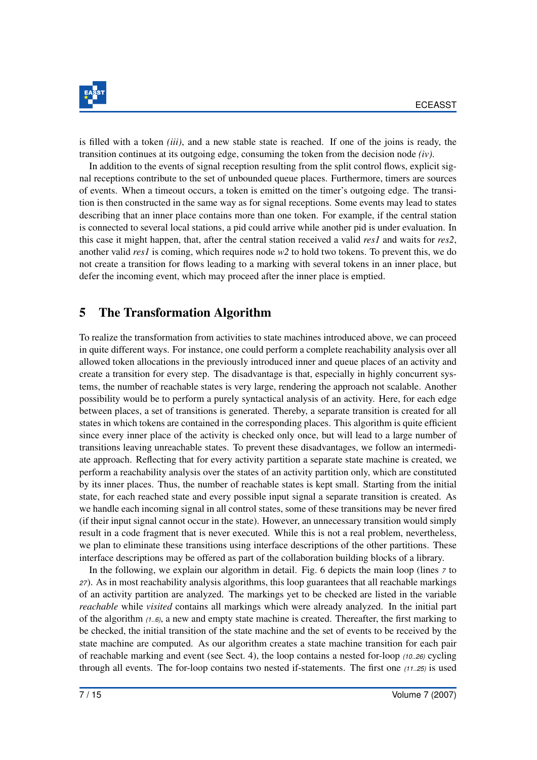is filled with a token *(iii)*, and a new stable state is reached. If one of the joins is ready, the transition continues at its outgoing edge, consuming the token from the decision node *(iv)*.

In addition to the events of signal reception resulting from the split control flows, explicit signal receptions contribute to the set of unbounded queue places. Furthermore, timers are sources of events. When a timeout occurs, a token is emitted on the timer's outgoing edge. The transition is then constructed in the same way as for signal receptions. Some events may lead to states describing that an inner place contains more than one token. For example, if the central station is connected to several local stations, a pid could arrive while another pid is under evaluation. In this case it might happen, that, after the central station received a valid *res1* and waits for *res2*, another valid *res1* is coming, which requires node *w2* to hold two tokens. To prevent this, we do not create a transition for flows leading to a marking with several tokens in an inner place, but defer the incoming event, which may proceed after the inner place is emptied.

## 5 The Transformation Algorithm

To realize the transformation from activities to state machines introduced above, we can proceed in quite different ways. For instance, one could perform a complete reachability analysis over all allowed token allocations in the previously introduced inner and queue places of an activity and create a transition for every step. The disadvantage is that, especially in highly concurrent systems, the number of reachable states is very large, rendering the approach not scalable. Another possibility would be to perform a purely syntactical analysis of an activity. Here, for each edge between places, a set of transitions is generated. Thereby, a separate transition is created for all states in which tokens are contained in the corresponding places. This algorithm is quite efficient since every inner place of the activity is checked only once, but will lead to a large number of transitions leaving unreachable states. To prevent these disadvantages, we follow an intermediate approach. Reflecting that for every activity partition a separate state machine is created, we perform a reachability analysis over the states of an activity partition only, which are constituted by its inner places. Thus, the number of reachable states is kept small. Starting from the initial state, for each reached state and every possible input signal a separate transition is created. As we handle each incoming signal in all control states, some of these transitions may be never fired (if their input signal cannot occur in the state). However, an unnecessary transition would simply result in a code fragment that is never executed. While this is not a real problem, nevertheless, we plan to eliminate these transitions using interface descriptions of the other partitions. These interface descriptions may be offered as part of the collaboration building blocks of a library.

In the following, we explain our algorithm in detail. Fig. 6 depicts the main loop (lines *7* to *27*). As in most reachability analysis algorithms, this loop guarantees that all reachable markings of an activity partition are analyzed. The markings yet to be checked are listed in the variable *reachable* while *visited* contains all markings which were already analyzed. In the initial part of the algorithm *(1..6)*, a new and empty state machine is created. Thereafter, the first marking to be checked, the initial transition of the state machine and the set of events to be received by the state machine are computed. As our algorithm creates a state machine transition for each pair of reachable marking and event (see Sect. 4), the loop contains a nested for-loop *(10..26)* cycling through all events. The for-loop contains two nested if-statements. The first one *(11..25)* is used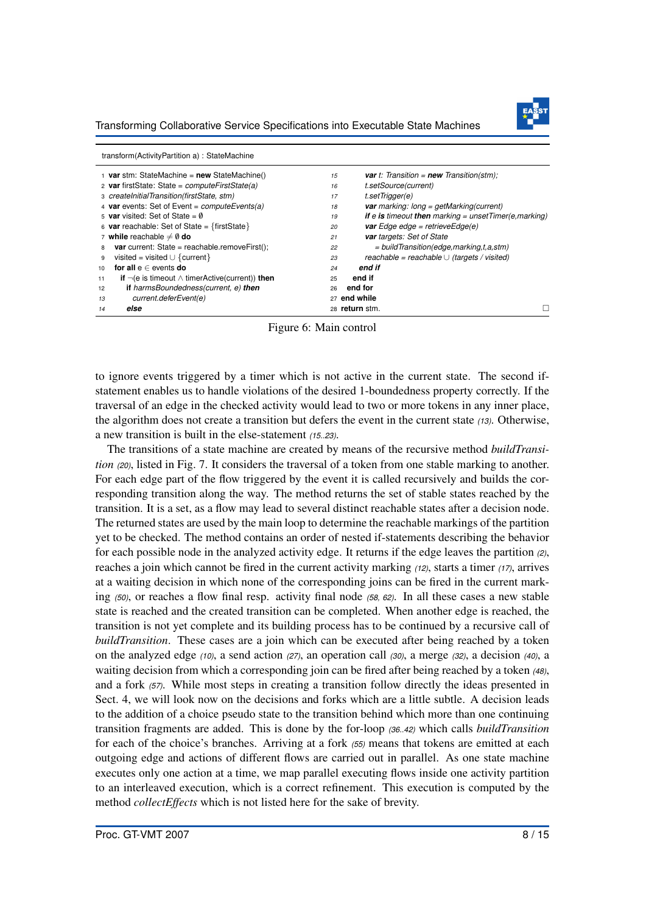```
transform(ActivityPartition a) : StateMachine

1  var stm: StateMachine = new StateMachine()
2  var firstState: State = computeFirstState(a)
3  createInitialTransition(firstState, stm)
4  var events: Set of Event = computeEvents(a)
5  var visited: Set of State = ∅
6  var reachable: Set of State = {firstState}
7  while reachable ≠ ∅ do
8    var current: State = reachable.removeFirst();
9    visited = visited ∪ {current}
10   for all e ∈ events do
11     if ¬(e is timeout ∧ timerActive(current)) then
12       if harmsBoundedness(current, e) then
13         current.deferEvent(e)
14       else
15         var t: Transition = new Transition(stm);
16         t.setSource(current)
17         t.setTrigger(e)
18         var marking: long = getMarking(current)
19         if e is timeout then marking = unsetTimer(e,marking)
20         var Edge edge = retrieveEdge(e)
21         var targets: Set of State
22           = buildTransition(edge,marking,t,a,stm)
23         reachable = reachable ∪ (targets / visited)
24       end if
25     end if
26   end for
27 end while
28 return stm.                                                    □
```

Figure 6: Main control

to ignore events triggered by a timer which is not active in the current state. The second if-statement enables us to handle violations of the desired 1-boundedness property correctly. If the traversal of an edge in the checked activity would lead to two or more tokens in any inner place, the algorithm does not create a transition but defers the event in the current state *(13)*. Otherwise, a new transition is built in the else-statement *(15..23)*.

The transitions of a state machine are created by means of the recursive method *buildTransition (20)*, listed in Fig. 7. It considers the traversal of a token from one stable marking to another. For each edge part of the flow triggered by the event it is called recursively and builds the corresponding transition along the way. The method returns the set of stable states reached by the transition. It is a set, as a flow may lead to several distinct reachable states after a decision node. The returned states are used by the main loop to determine the reachable markings of the partition yet to be checked. The method contains an order of nested if-statements describing the behavior for each possible node in the analyzed activity edge. It returns if the edge leaves the partition *(2)*, reaches a join which cannot be fired in the current activity marking *(12)*, starts a timer *(17)*, arrives at a waiting decision in which none of the corresponding joins can be fired in the current marking *(50)*, or reaches a flow final resp. activity final node *(58, 62)*. In all these cases a new stable state is reached and the created transition can be completed. When another edge is reached, the transition is not yet complete and its building process has to be continued by a recursive call of *buildTransition*. These cases are a join which can be executed after being reached by a token on the analyzed edge *(10)*, a send action *(27)*, an operation call *(30)*, a merge *(32)*, a decision *(40)*, a waiting decision from which a corresponding join can be fired after being reached by a token *(48)*, and a fork *(57)*. While most steps in creating a transition follow directly the ideas presented in Sect. 4, we will look now on the decisions and forks which are a little subtle. A decision leads to the addition of a choice pseudo state to the transition behind which more than one continuing transition fragments are added. This is done by the for-loop *(36..42)* which calls *buildTransition* for each of the choice's branches. Arriving at a fork *(55)* means that tokens are emitted at each outgoing edge and actions of different flows are carried out in parallel. As one state machine executes only one action at a time, we map parallel executing flows inside one activity partition to an interleaved execution, which is a correct refinement. This execution is computed by the method *collectEffects* which is not listed here for the sake of brevity.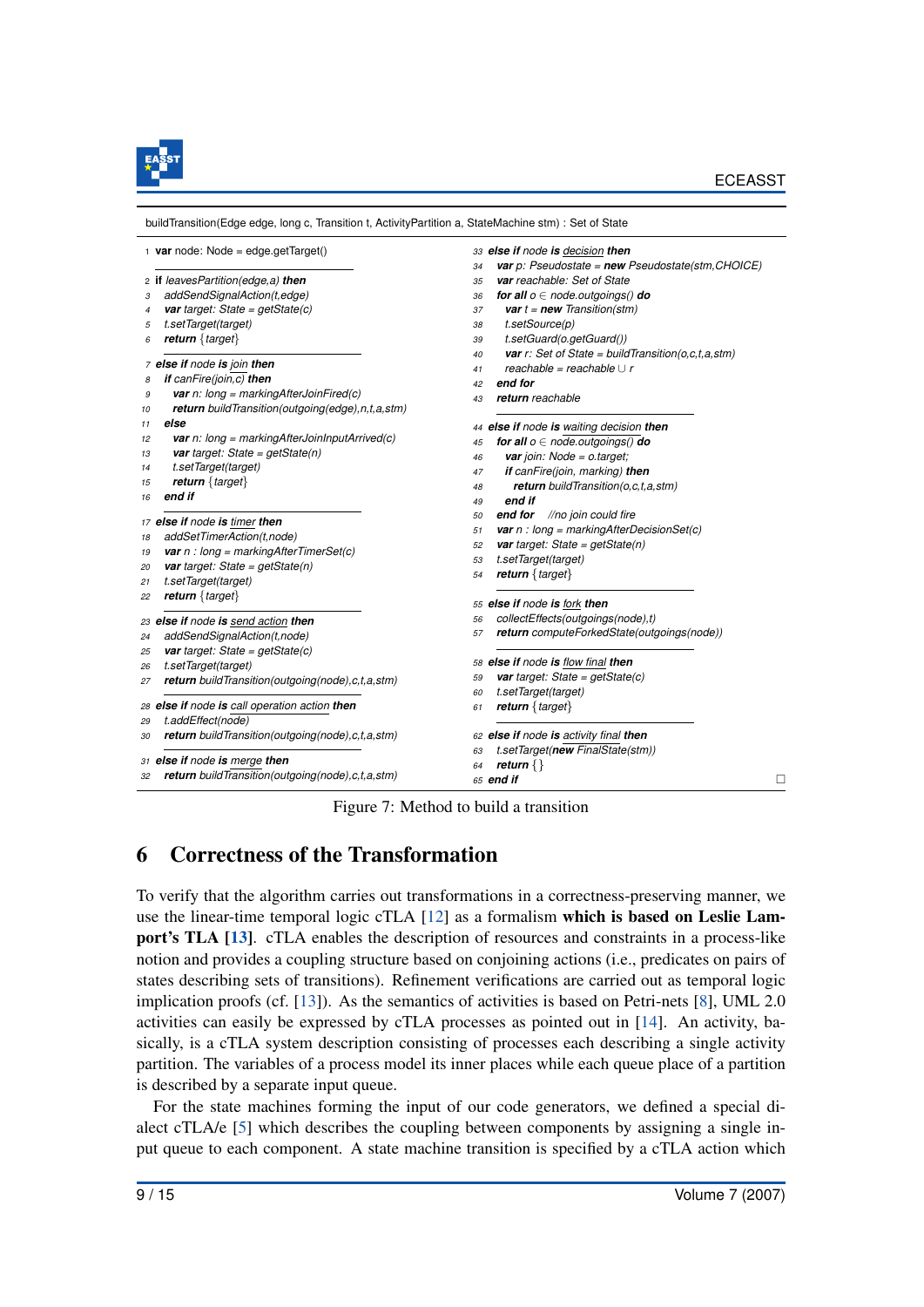```
buildTransition(Edge edge, long c, Transition t, ActivityPartition a, StateMachine stm) : Set of State

1  var node: Node = edge.getTarget()

2  if leavesPartition(edge,a) then
3    addSendSignalAction(t,edge)
4    var target: State = getState(c)
5    t.setTarget(target)
6    return {target}

7  else if node is join then
8    if canFire(join,c) then
9      var n: long = markingAfterJoinFired(c)
10     return buildTransition(outgoing(edge),n,t,a,stm)
11   else
12     var n: long = markingAfterJoinInputArrived(c)
13     var target: State = getState(n)
14     t.setTarget(target)
15     return {target}
16   end if

17 else if node is timer then
18   addSetTimerAction(t,node)
19   var n : long = markingAfterTimerSet(c)
20   var target: State = getState(n)
21   t.setTarget(target)
22   return {target}

23 else if node is send action then
24   addSendSignalAction(t,node)
25   var target: State = getState(c)
26   t.setTarget(target)
27   return buildTransition(outgoing(node),c,t,a,stm)

28 else if node is call operation action then
29   t.addEffect(node)
30   return buildTransition(outgoing(node),c,t,a,stm)

31 else if node is merge then
32   return buildTransition(outgoing(node),c,t,a,stm)

33 else if node is decision then
34   var p: Pseudostate = new Pseudostate(stm,CHOICE)
35   var reachable: Set of State
36   for all o ∈ node.outgoings() do
37     var t = new Transition(stm)
38     t.setSource(p)
39     t.setGuard(o.getGuard())
40     var r: Set of State = buildTransition(o,c,t,a,stm)
41     reachable = reachable ∪ r
42   end for
43   return reachable

44 else if node is waiting decision then
45   for all o ∈ node.outgoings() do
46     var join: Node = o.target;
47     if canFire(join, marking) then
48       return buildTransition(o,c,t,a,stm)
49     end if
50   end for   //no join could fire
51   var n : long = markingAfterDecisionSet(c)
52   var target: State = getState(n)
53   t.setTarget(target)
54   return {target}

55 else if node is fork then
56   collectEffects(outgoings(node),t)
57   return computeForkedState(outgoings(node))

58 else if node is flow final then
59   var target: State = getState(c)
60   t.setTarget(target)
61   return {target}

62 else if node is activity final then
63   t.setTarget(new FinalState(stm))
64   return {}
65 end if
```

Figure 7: Method to build a transition

## 6 Correctness of the Transformation

To verify that the algorithm carries out transformations in a correctness-preserving manner, we use the linear-time temporal logic cTLA [12] as a formalism **which is based on Leslie Lamport's TLA [13]**. cTLA enables the description of resources and constraints in a process-like notion and provides a coupling structure based on conjoining actions (i.e., predicates on pairs of states describing sets of transitions). Refinement verifications are carried out as temporal logic implication proofs (cf. [13]). As the semantics of activities is based on Petri-nets [8], UML 2.0 activities can easily be expressed by cTLA processes as pointed out in [14]. An activity, basically, is a cTLA system description consisting of processes each describing a single activity partition. The variables of a process model its inner places while each queue place of a partition is described by a separate input queue.

For the state machines forming the input of our code generators, we defined a special dialect cTLA/e [5] which describes the coupling between components by assigning a single input queue to each component. A state machine transition is specified by a cTLA action which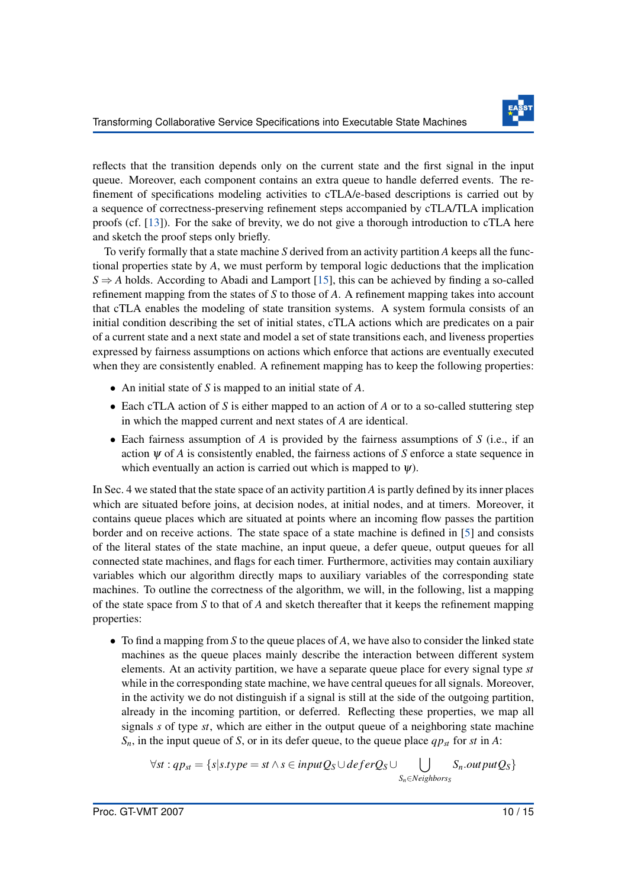reflects that the transition depends only on the current state and the first signal in the input queue. Moreover, each component contains an extra queue to handle deferred events. The refinement of specifications modeling activities to cTLA/e-based descriptions is carried out by a sequence of correctness-preserving refinement steps accompanied by cTLA/TLA implication proofs (cf. [13]). For the sake of brevity, we do not give a thorough introduction to cTLA here and sketch the proof steps only briefly.

To verify formally that a state machine $S$ derived from an activity partition $A$ keeps all the functional properties state by $A$, we must perform by temporal logic deductions that the implication $S \Rightarrow A$ holds. According to Abadi and Lamport [15], this can be achieved by finding a so-called refinement mapping from the states of $S$ to those of $A$. A refinement mapping takes into account that cTLA enables the modeling of state transition systems. A system formula consists of an initial condition describing the set of initial states, cTLA actions which are predicates on a pair of a current state and a next state and model a set of state transitions each, and liveness properties expressed by fairness assumptions on actions which enforce that actions are eventually executed when they are consistently enabled. A refinement mapping has to keep the following properties:

- An initial state of $S$ is mapped to an initial state of $A$.
- Each cTLA action of $S$ is either mapped to an action of $A$ or to a so-called stuttering step in which the mapped current and next states of $A$ are identical.
- Each fairness assumption of $A$ is provided by the fairness assumptions of $S$ (i.e., if an action $\psi$ of $A$ is consistently enabled, the fairness actions of $S$ enforce a state sequence in which eventually an action is carried out which is mapped to $\psi$).

In Sec. 4 we stated that the state space of an activity partition $A$ is partly defined by its inner places which are situated before joins, at decision nodes, at initial nodes, and at timers. Moreover, it contains queue places which are situated at points where an incoming flow passes the partition border and on receive actions. The state space of a state machine is defined in [5] and consists of the literal states of the state machine, an input queue, a defer queue, output queues for all connected state machines, and flags for each timer. Furthermore, activities may contain auxiliary variables which our algorithm directly maps to auxiliary variables of the corresponding state machines. To outline the correctness of the algorithm, we will, in the following, list a mapping of the state space from $S$ to that of $A$ and sketch thereafter that it keeps the refinement mapping properties:

- To find a mapping from $S$ to the queue places of $A$, we have also to consider the linked state machines as the queue places mainly describe the interaction between different system elements. At an activity partition, we have a separate queue place for every signal type $st$ while in the corresponding state machine, we have central queues for all signals. Moreover, in the activity we do not distinguish if a signal is still at the side of the outgoing partition, already in the incoming partition, or deferred. Reflecting these properties, we map all signals $s$ of type $st$, which are either in the output queue of a neighboring state machine $S_n$, in the input queue of $S$, or in its defer queue, to the queue place $qp_{st}$ for $st$ in $A$:

$$\forall st : qp_{st} = \{s | s.type = st \land s \in inputQ_S \cup deferQ_S \cup \bigcup_{S_n \in Neighbors_S} S_n.outputQ_S\}$$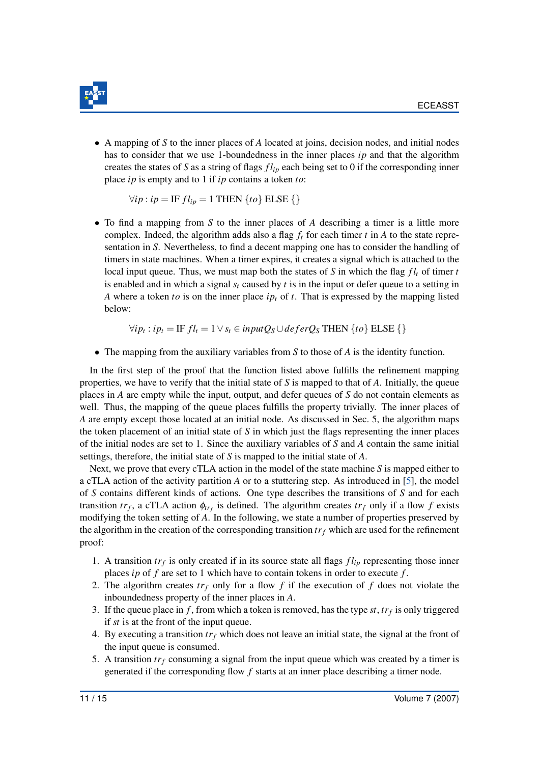- A mapping of $S$ to the inner places of $A$ located at joins, decision nodes, and initial nodes has to consider that we use 1-boundedness in the inner places $ip$ and that the algorithm creates the states of $S$ as a string of flags $fl_{ip}$ each being set to 0 if the corresponding inner place $ip$ is empty and to 1 if $ip$ contains a token $to$:

$$\forall ip : ip = \text{IF } fl_{ip} = 1 \text{ THEN } \{to\} \text{ ELSE } \{\}$$

- To find a mapping from $S$ to the inner places of $A$ describing a timer is a little more complex. Indeed, the algorithm adds also a flag $f_t$ for each timer $t$ in $A$ to the state representation in $S$. Nevertheless, to find a decent mapping one has to consider the handling of timers in state machines. When a timer expires, it creates a signal which is attached to the local input queue. Thus, we must map both the states of $S$ in which the flag $fl_t$ of timer $t$ is enabled and in which a signal $s_t$ caused by $t$ is in the input or defer queue to a setting in $A$ where a token $to$ is on the inner place $ip_t$ of $t$. That is expressed by the mapping listed below:

$$\forall ip_t : ip_t = \text{IF } fl_t = 1 \lor s_t \in inputQ_S \cup deferQ_S \text{ THEN } \{to\} \text{ ELSE } \{\}$$

- The mapping from the auxiliary variables from $S$ to those of $A$ is the identity function.

In the first step of the proof that the function listed above fulfills the refinement mapping properties, we have to verify that the initial state of $S$ is mapped to that of $A$. Initially, the queue places in $A$ are empty while the input, output, and defer queues of $S$ do not contain elements as well. Thus, the mapping of the queue places fulfills the property trivially. The inner places of $A$ are empty except those located at an initial node. As discussed in Sec. 5, the algorithm maps the token placement of an initial state of $S$ in which just the flags representing the inner places of the initial nodes are set to 1. Since the auxiliary variables of $S$ and $A$ contain the same initial settings, therefore, the initial state of $S$ is mapped to the initial state of $A$.

Next, we prove that every cTLA action in the model of the state machine $S$ is mapped either to a cTLA action of the activity partition $A$ or to a stuttering step. As introduced in [5], the model of $S$ contains different kinds of actions. One type describes the transitions of $S$ and for each transition $tr_f$, a cTLA action $\phi_{tr_f}$ is defined. The algorithm creates $tr_f$ only if a flow $f$ exists modifying the token setting of $A$. In the following, we state a number of properties preserved by the algorithm in the creation of the corresponding transition $tr_f$ which are used for the refinement proof:

1. A transition $tr_f$ is only created if in its source state all flags $fl_{ip}$ representing those inner places $ip$ of $f$ are set to 1 which have to contain tokens in order to execute $f$.
2. The algorithm creates $tr_f$ only for a flow $f$ if the execution of $f$ does not violate the inboundedness property of the inner places in $A$.
3. If the queue place in $f$, from which a token is removed, has the type $st$, $tr_f$ is only triggered if $st$ is at the front of the input queue.
4. By executing a transition $tr_f$ which does not leave an initial state, the signal at the front of the input queue is consumed.
5. A transition $tr_f$ consuming a signal from the input queue which was created by a timer is generated if the corresponding flow $f$ starts at an inner place describing a timer node.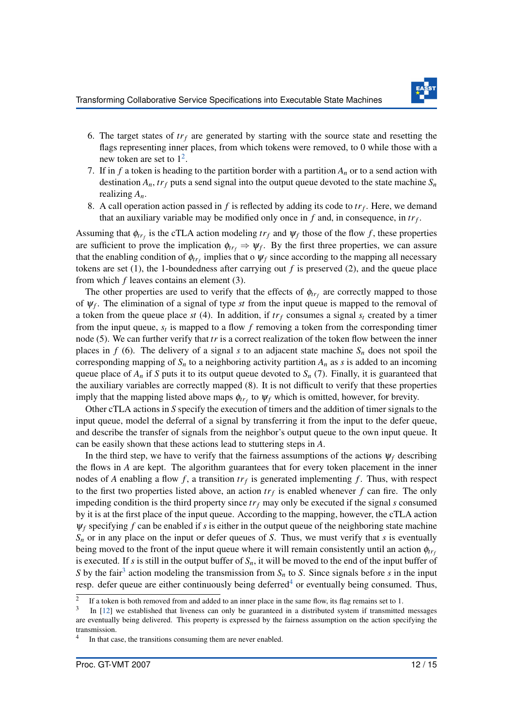6. The target states of $tr_f$ are generated by starting with the source state and resetting the flags representing inner places, from which tokens were removed, to 0 while those with a new token are set to 1[2].
7. If in $f$ a token is heading to the partition border with a partition $A_n$ or to a send action with destination $A_n$, $tr_f$ puts a send signal into the output queue devoted to the state machine $S_n$ realizing $A_n$.
8. A call operation action passed in $f$ is reflected by adding its code to $tr_f$. Here, we demand that an auxiliary variable may be modified only once in $f$ and, in consequence, in $tr_f$.

Assuming that $\phi_{tr_f}$ is the cTLA action modeling $tr_f$ and $\psi_f$ those of the flow $f$, these properties are sufficient to prove the implication $\phi_{tr_f} \Rightarrow \psi_f$. By the first three properties, we can assure that the enabling condition of $\phi_{tr_f}$ implies that o $\psi_f$ since according to the mapping all necessary tokens are set (1), the 1-boundedness after carrying out $f$ is preserved (2), and the queue place from which $f$ leaves contains an element (3).

The other properties are used to verify that the effects of $\phi_{tr_f}$ are correctly mapped to those of $\psi_f$. The elimination of a signal of type $st$ from the input queue is mapped to the removal of a token from the queue place $st$ (4). In addition, if $tr_f$ consumes a signal $s_t$ created by a timer from the input queue, $s_t$ is mapped to a flow $f$ removing a token from the corresponding timer node (5). We can further verify that $tr$ is a correct realization of the token flow between the inner places in $f$ (6). The delivery of a signal $s$ to an adjacent state machine $S_n$ does not spoil the corresponding mapping of $S_n$ to a neighboring activity partition $A_n$ as $s$ is added to an incoming queue place of $A_n$ if $S$ puts it to its output queue devoted to $S_n$ (7). Finally, it is guaranteed that the auxiliary variables are correctly mapped (8). It is not difficult to verify that these properties imply that the mapping listed above maps $\phi_{tr_f}$ to $\psi_f$ which is omitted, however, for brevity.

Other cTLA actions in $S$ specify the execution of timers and the addition of timer signals to the input queue, model the deferral of a signal by transferring it from the input to the defer queue, and describe the transfer of signals from the neighbor's output queue to the own input queue. It can be easily shown that these actions lead to stuttering steps in $A$.

In the third step, we have to verify that the fairness assumptions of the actions $\psi_f$ describing the flows in $A$ are kept. The algorithm guarantees that for every token placement in the inner nodes of $A$ enabling a flow $f$, a transition $tr_f$ is generated implementing $f$. Thus, with respect to the first two properties listed above, an action $tr_f$ is enabled whenever $f$ can fire. The only impeding condition is the third property since $tr_f$ may only be executed if the signal $s$ consumed by it is at the first place of the input queue. According to the mapping, however, the cTLA action $\psi_f$ specifying $f$ can be enabled if $s$ is either in the output queue of the neighboring state machine $S_n$ or in any place on the input or defer queues of $S$. Thus, we must verify that $s$ is eventually being moved to the front of the input queue where it will remain consistently until an action $\phi_{tr_f}$ is executed. If $s$ is still in the output buffer of $S_n$, it will be moved to the end of the input buffer of $S$ by the fair[3] action modeling the transmission from $S_n$ to $S$. Since signals before $s$ in the input resp. defer queue are either continuously being deferred[4] or eventually being consumed. Thus,

[2] If a token is both removed from and added to an inner place in the same flow, its flag remains set to 1.

[3] In [12] we established that liveness can only be guaranteed in a distributed system if transmitted messages are eventually being delivered. This property is expressed by the fairness assumption on the action specifying the transmission.

[4] In that case, the transitions consuming them are never enabled.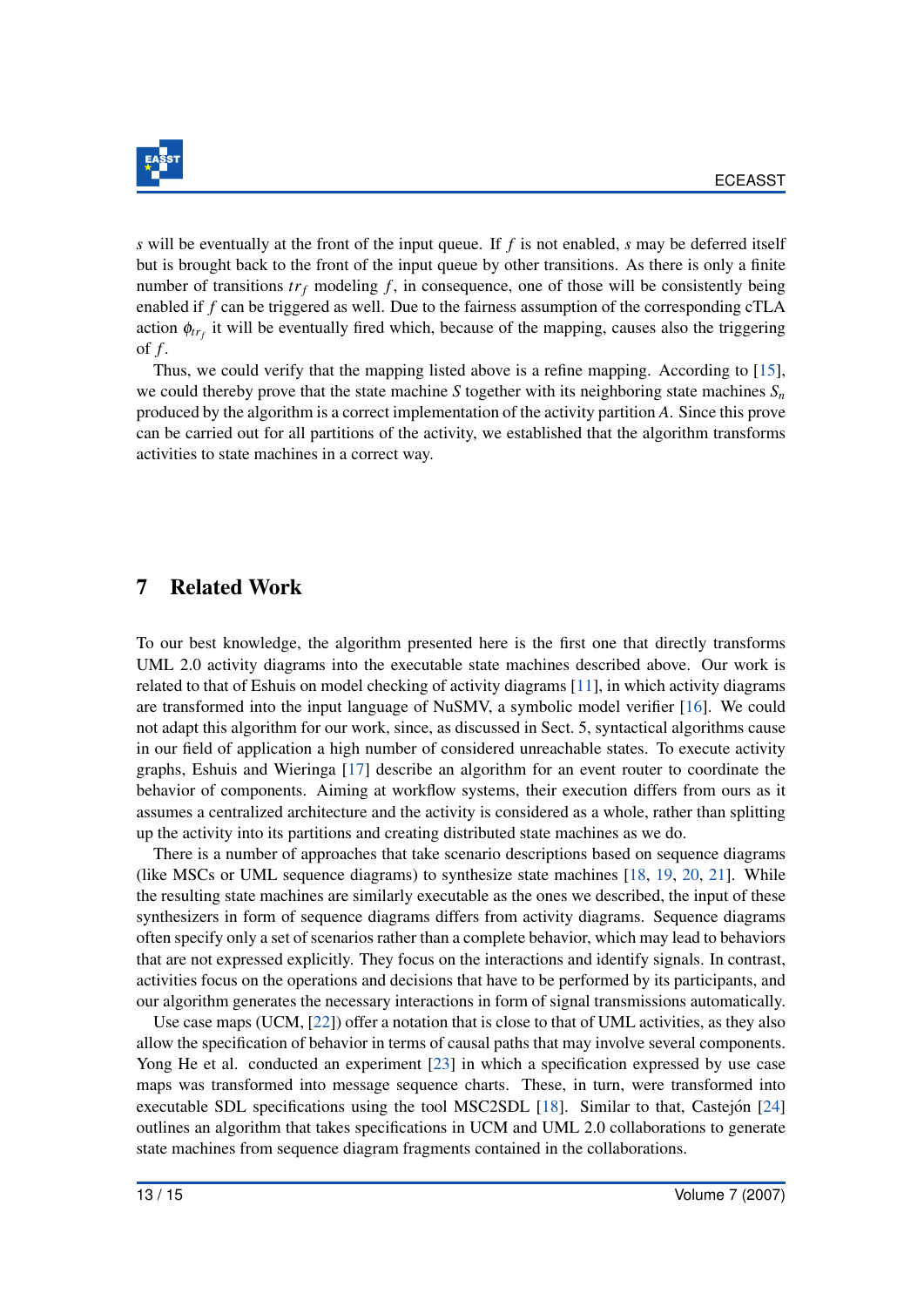$s$ will be eventually at the front of the input queue. If $f$ is not enabled, $s$ may be deferred itself but is brought back to the front of the input queue by other transitions. As there is only a finite number of transitions $tr_f$ modeling $f$, in consequence, one of those will be consistently being enabled if $f$ can be triggered as well. Due to the fairness assumption of the corresponding cTLA action $\phi_{tr_f}$ it will be eventually fired which, because of the mapping, causes also the triggering of $f$.

Thus, we could verify that the mapping listed above is a refine mapping. According to [15], we could thereby prove that the state machine $S$ together with its neighboring state machines $S_n$ produced by the algorithm is a correct implementation of the activity partition $A$. Since this prove can be carried out for all partitions of the activity, we established that the algorithm transforms activities to state machines in a correct way.

# 7 Related Work

To our best knowledge, the algorithm presented here is the first one that directly transforms UML 2.0 activity diagrams into the executable state machines described above. Our work is related to that of Eshuis on model checking of activity diagrams [11], in which activity diagrams are transformed into the input language of NuSMV, a symbolic model verifier [16]. We could not adapt this algorithm for our work, since, as discussed in Sect. 5, syntactical algorithms cause in our field of application a high number of considered unreachable states. To execute activity graphs, Eshuis and Wieringa [17] describe an algorithm for an event router to coordinate the behavior of components. Aiming at workflow systems, their execution differs from ours as it assumes a centralized architecture and the activity is considered as a whole, rather than splitting up the activity into its partitions and creating distributed state machines as we do.

There is a number of approaches that take scenario descriptions based on sequence diagrams (like MSCs or UML sequence diagrams) to synthesize state machines [18, 19, 20, 21]. While the resulting state machines are similarly executable as the ones we described, the input of these synthesizers in form of sequence diagrams differs from activity diagrams. Sequence diagrams often specify only a set of scenarios rather than a complete behavior, which may lead to behaviors that are not expressed explicitly. They focus on the interactions and identify signals. In contrast, activities focus on the operations and decisions that have to be performed by its participants, and our algorithm generates the necessary interactions in form of signal transmissions automatically.

Use case maps (UCM, [22]) offer a notation that is close to that of UML activities, as they also allow the specification of behavior in terms of causal paths that may involve several components. Yong He et al. conducted an experiment [23] in which a specification expressed by use case maps was transformed into message sequence charts. These, in turn, were transformed into executable SDL specifications using the tool MSC2SDL [18]. Similar to that, Castejón [24] outlines an algorithm that takes specifications in UCM and UML 2.0 collaborations to generate state machines from sequence diagram fragments contained in the collaborations.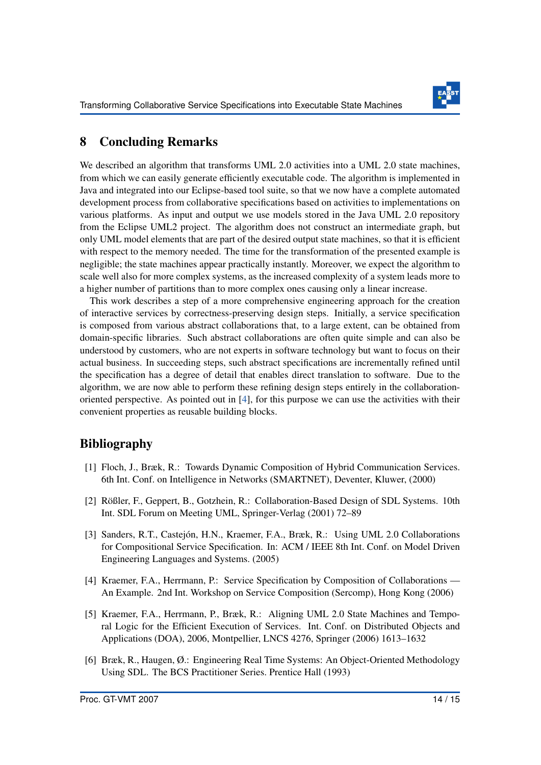## 8 Concluding Remarks

We described an algorithm that transforms UML 2.0 activities into a UML 2.0 state machines, from which we can easily generate efficiently executable code. The algorithm is implemented in Java and integrated into our Eclipse-based tool suite, so that we now have a complete automated development process from collaborative specifications based on activities to implementations on various platforms. As input and output we use models stored in the Java UML 2.0 repository from the Eclipse UML2 project. The algorithm does not construct an intermediate graph, but only UML model elements that are part of the desired output state machines, so that it is efficient with respect to the memory needed. The time for the transformation of the presented example is negligible; the state machines appear practically instantly. Moreover, we expect the algorithm to scale well also for more complex systems, as the increased complexity of a system leads more to a higher number of partitions than to more complex ones causing only a linear increase.

This work describes a step of a more comprehensive engineering approach for the creation of interactive services by correctness-preserving design steps. Initially, a service specification is composed from various abstract collaborations that, to a large extent, can be obtained from domain-specific libraries. Such abstract collaborations are often quite simple and can also be understood by customers, who are not experts in software technology but want to focus on their actual business. In succeeding steps, such abstract specifications are incrementally refined until the specification has a degree of detail that enables direct translation to software. Due to the algorithm, we are now able to perform these refining design steps entirely in the collaboration-oriented perspective. As pointed out in [4], for this purpose we can use the activities with their convenient properties as reusable building blocks.

## Bibliography

[1] Floch, J., Bræk, R.: Towards Dynamic Composition of Hybrid Communication Services. 6th Int. Conf. on Intelligence in Networks (SMARTNET), Deventer, Kluwer, (2000)

[2] Rößler, F., Geppert, B., Gotzhein, R.: Collaboration-Based Design of SDL Systems. 10th Int. SDL Forum on Meeting UML, Springer-Verlag (2001) 72–89

[3] Sanders, R.T., Castejón, H.N., Kraemer, F.A., Bræk, R.: Using UML 2.0 Collaborations for Compositional Service Specification. In: ACM / IEEE 8th Int. Conf. on Model Driven Engineering Languages and Systems. (2005)

[4] Kraemer, F.A., Herrmann, P.: Service Specification by Composition of Collaborations — An Example. 2nd Int. Workshop on Service Composition (Sercomp), Hong Kong (2006)

[5] Kraemer, F.A., Herrmann, P., Bræk, R.: Aligning UML 2.0 State Machines and Temporal Logic for the Efficient Execution of Services. Int. Conf. on Distributed Objects and Applications (DOA), 2006, Montpellier, LNCS 4276, Springer (2006) 1613–1632

[6] Bræk, R., Haugen, Ø.: Engineering Real Time Systems: An Object-Oriented Methodology Using SDL. The BCS Practitioner Series. Prentice Hall (1993)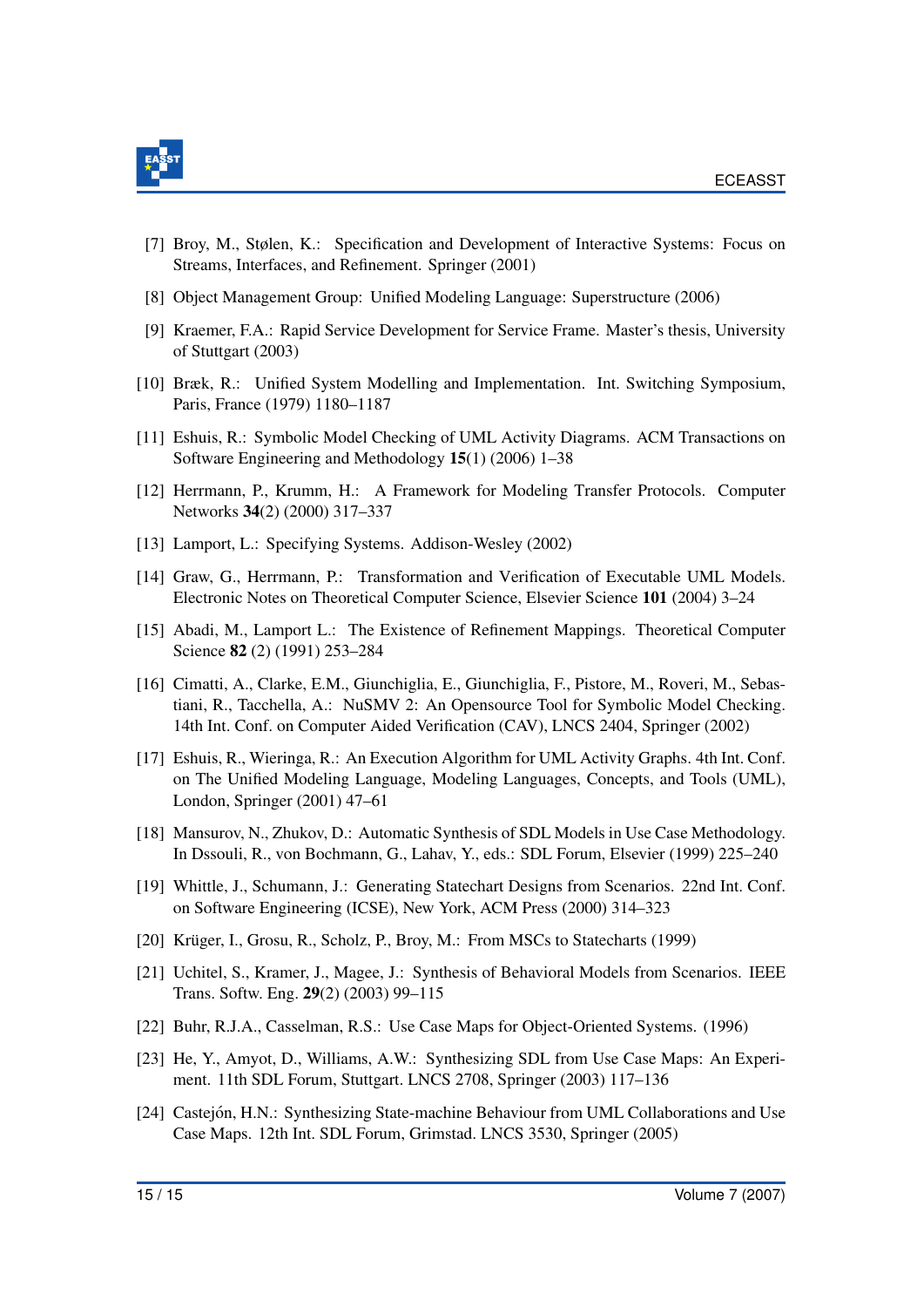[7] Broy, M., Stølen, K.: Specification and Development of Interactive Systems: Focus on Streams, Interfaces, and Refinement. Springer (2001)

[8] Object Management Group: Unified Modeling Language: Superstructure (2006)

[9] Kraemer, F.A.: Rapid Service Development for Service Frame. Master's thesis, University of Stuttgart (2003)

[10] Bræk, R.: Unified System Modelling and Implementation. Int. Switching Symposium, Paris, France (1979) 1180–1187

[11] Eshuis, R.: Symbolic Model Checking of UML Activity Diagrams. ACM Transactions on Software Engineering and Methodology **15**(1) (2006) 1–38

[12] Herrmann, P., Krumm, H.: A Framework for Modeling Transfer Protocols. Computer Networks **34**(2) (2000) 317–337

[13] Lamport, L.: Specifying Systems. Addison-Wesley (2002)

[14] Graw, G., Herrmann, P.: Transformation and Verification of Executable UML Models. Electronic Notes on Theoretical Computer Science, Elsevier Science **101** (2004) 3–24

[15] Abadi, M., Lamport L.: The Existence of Refinement Mappings. Theoretical Computer Science **82** (2) (1991) 253–284

[16] Cimatti, A., Clarke, E.M., Giunchiglia, E., Giunchiglia, F., Pistore, M., Roveri, M., Sebastiani, R., Tacchella, A.: NuSMV 2: An Opensource Tool for Symbolic Model Checking. 14th Int. Conf. on Computer Aided Verification (CAV), LNCS 2404, Springer (2002)

[17] Eshuis, R., Wieringa, R.: An Execution Algorithm for UML Activity Graphs. 4th Int. Conf. on The Unified Modeling Language, Modeling Languages, Concepts, and Tools (UML), London, Springer (2001) 47–61

[18] Mansurov, N., Zhukov, D.: Automatic Synthesis of SDL Models in Use Case Methodology. In Dssouli, R., von Bochmann, G., Lahav, Y., eds.: SDL Forum, Elsevier (1999) 225–240

[19] Whittle, J., Schumann, J.: Generating Statechart Designs from Scenarios. 22nd Int. Conf. on Software Engineering (ICSE), New York, ACM Press (2000) 314–323

[20] Krüger, I., Grosu, R., Scholz, P., Broy, M.: From MSCs to Statecharts (1999)

[21] Uchitel, S., Kramer, J., Magee, J.: Synthesis of Behavioral Models from Scenarios. IEEE Trans. Softw. Eng. **29**(2) (2003) 99–115

[22] Buhr, R.J.A., Casselman, R.S.: Use Case Maps for Object-Oriented Systems. (1996)

[23] He, Y., Amyot, D., Williams, A.W.: Synthesizing SDL from Use Case Maps: An Experiment. 11th SDL Forum, Stuttgart. LNCS 2708, Springer (2003) 117–136

[24] Castejón, H.N.: Synthesizing State-machine Behaviour from UML Collaborations and Use Case Maps. 12th Int. SDL Forum, Grimstad. LNCS 3530, Springer (2005)